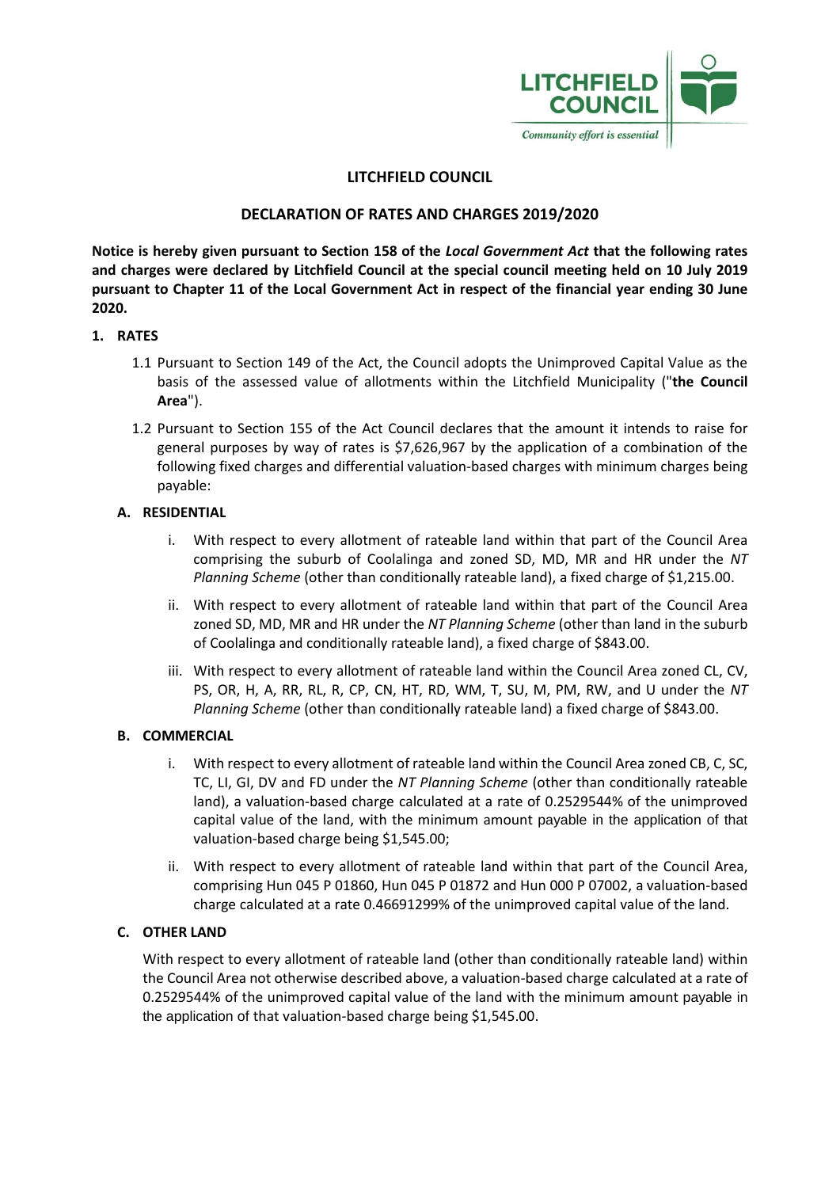# LITCHFIELD COUNCIL

## DECLARATION OF RATES AND CHARGES 2019/2020

**Notice is hereby given pursuant to Section 158 of the *Local Government Act* that the following rates and charges were declared by Litchfield Council at the special council meeting held on 10 July 2019 pursuant to Chapter 11 of the Local Government Act in respect of the financial year ending 30 June 2020.**

**1. RATES**

1.1 Pursuant to Section 149 of the Act, the Council adopts the Unimproved Capital Value as the basis of the assessed value of allotments within the Litchfield Municipality ("**the Council Area**").

1.2 Pursuant to Section 155 of the Act Council declares that the amount it intends to raise for general purposes by way of rates is $7,626,967 by the application of a combination of the following fixed charges and differential valuation-based charges with minimum charges being payable:

**A. RESIDENTIAL**

i. With respect to every allotment of rateable land within that part of the Council Area comprising the suburb of Coolalinga and zoned SD, MD, MR and HR under the *NT Planning Scheme* (other than conditionally rateable land), a fixed charge of $1,215.00.

ii. With respect to every allotment of rateable land within that part of the Council Area zoned SD, MD, MR and HR under the *NT Planning Scheme* (other than land in the suburb of Coolalinga and conditionally rateable land), a fixed charge of $843.00.

iii. With respect to every allotment of rateable land within the Council Area zoned CL, CV, PS, OR, H, A, RR, RL, R, CP, CN, HT, RD, WM, T, SU, M, PM, RW, and U under the *NT Planning Scheme* (other than conditionally rateable land) a fixed charge of $843.00.

**B. COMMERCIAL**

i. With respect to every allotment of rateable land within the Council Area zoned CB, C, SC, TC, LI, GI, DV and FD under the *NT Planning Scheme* (other than conditionally rateable land), a valuation-based charge calculated at a rate of 0.2529544% of the unimproved capital value of the land, with the minimum amount payable in the application of that valuation-based charge being $1,545.00;

ii. With respect to every allotment of rateable land within that part of the Council Area, comprising Hun 045 P 01860, Hun 045 P 01872 and Hun 000 P 07002, a valuation-based charge calculated at a rate 0.46691299% of the unimproved capital value of the land.

**C. OTHER LAND**

With respect to every allotment of rateable land (other than conditionally rateable land) within the Council Area not otherwise described above, a valuation-based charge calculated at a rate of 0.2529544% of the unimproved capital value of the land with the minimum amount payable in the application of that valuation-based charge being $1,545.00.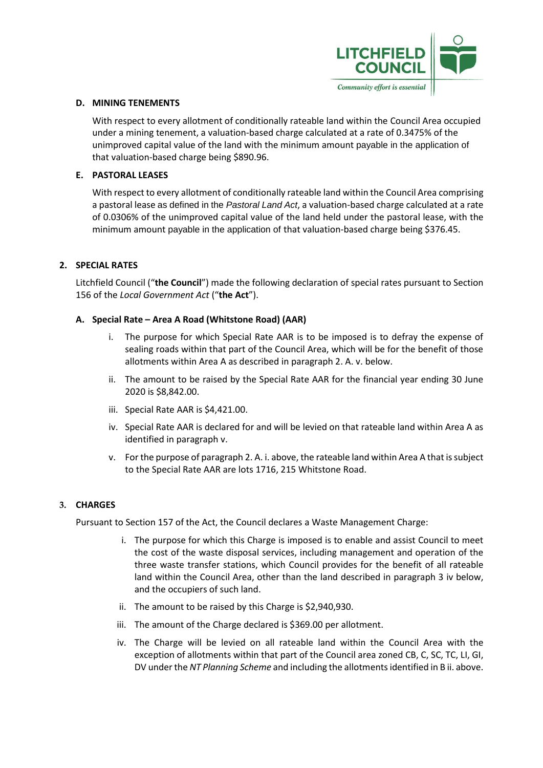### D. MINING TENEMENTS

With respect to every allotment of conditionally rateable land within the Council Area occupied under a mining tenement, a valuation-based charge calculated at a rate of 0.3475% of the unimproved capital value of the land with the minimum amount payable in the application of that valuation-based charge being $890.96.

### E. PASTORAL LEASES

With respect to every allotment of conditionally rateable land within the Council Area comprising a pastoral lease as defined in the *Pastoral Land Act*, a valuation-based charge calculated at a rate of 0.0306% of the unimproved capital value of the land held under the pastoral lease, with the minimum amount payable in the application of that valuation-based charge being $376.45.

## 2. SPECIAL RATES

Litchfield Council ("**the Council**") made the following declaration of special rates pursuant to Section 156 of the *Local Government Act* ("**the Act**").

### A. Special Rate – Area A Road (Whitstone Road) (AAR)

i. The purpose for which Special Rate AAR is to be imposed is to defray the expense of sealing roads within that part of the Council Area, which will be for the benefit of those allotments within Area A as described in paragraph 2. A. v. below.

ii. The amount to be raised by the Special Rate AAR for the financial year ending 30 June 2020 is $8,842.00.

iii. Special Rate AAR is $4,421.00.

iv. Special Rate AAR is declared for and will be levied on that rateable land within Area A as identified in paragraph v.

v. For the purpose of paragraph 2. A. i. above, the rateable land within Area A that is subject to the Special Rate AAR are lots 1716, 215 Whitstone Road.

## 3. CHARGES

Pursuant to Section 157 of the Act, the Council declares a Waste Management Charge:

i. The purpose for which this Charge is imposed is to enable and assist Council to meet the cost of the waste disposal services, including management and operation of the three waste transfer stations, which Council provides for the benefit of all rateable land within the Council Area, other than the land described in paragraph 3 iv below, and the occupiers of such land.

ii. The amount to be raised by this Charge is $2,940,930.

iii. The amount of the Charge declared is $369.00 per allotment.

iv. The Charge will be levied on all rateable land within the Council Area with the exception of allotments within that part of the Council area zoned CB, C, SC, TC, LI, GI, DV under the *NT Planning Scheme* and including the allotments identified in B ii. above.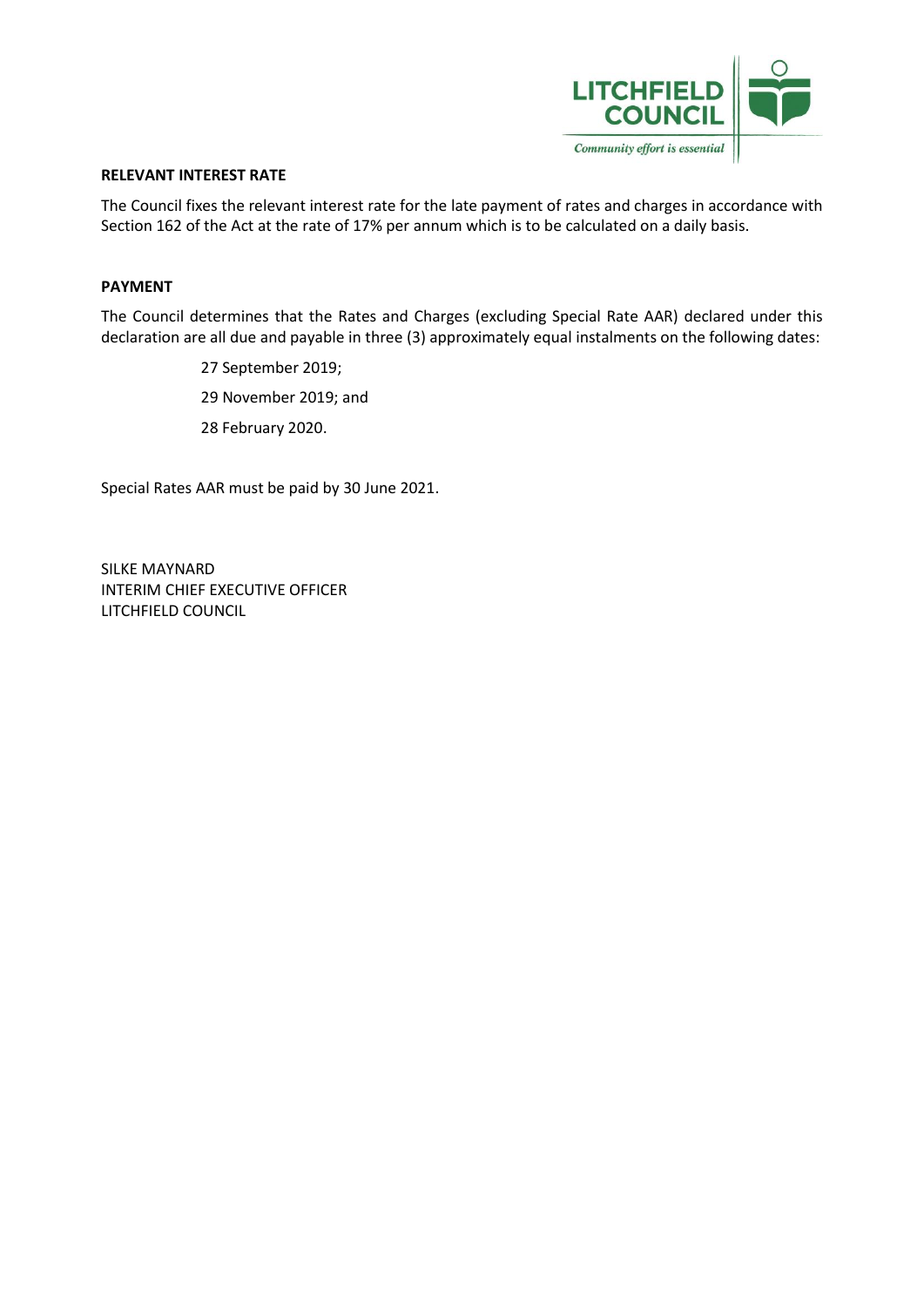**RELEVANT INTEREST RATE**

The Council fixes the relevant interest rate for the late payment of rates and charges in accordance with Section 162 of the Act at the rate of 17% per annum which is to be calculated on a daily basis.

**PAYMENT**

The Council determines that the Rates and Charges (excluding Special Rate AAR) declared under this declaration are all due and payable in three (3) approximately equal instalments on the following dates:

27 September 2019;

29 November 2019; and

28 February 2020.

Special Rates AAR must be paid by 30 June 2021.

SILKE MAYNARD
INTERIM CHIEF EXECUTIVE OFFICER
LITCHFIELD COUNCIL